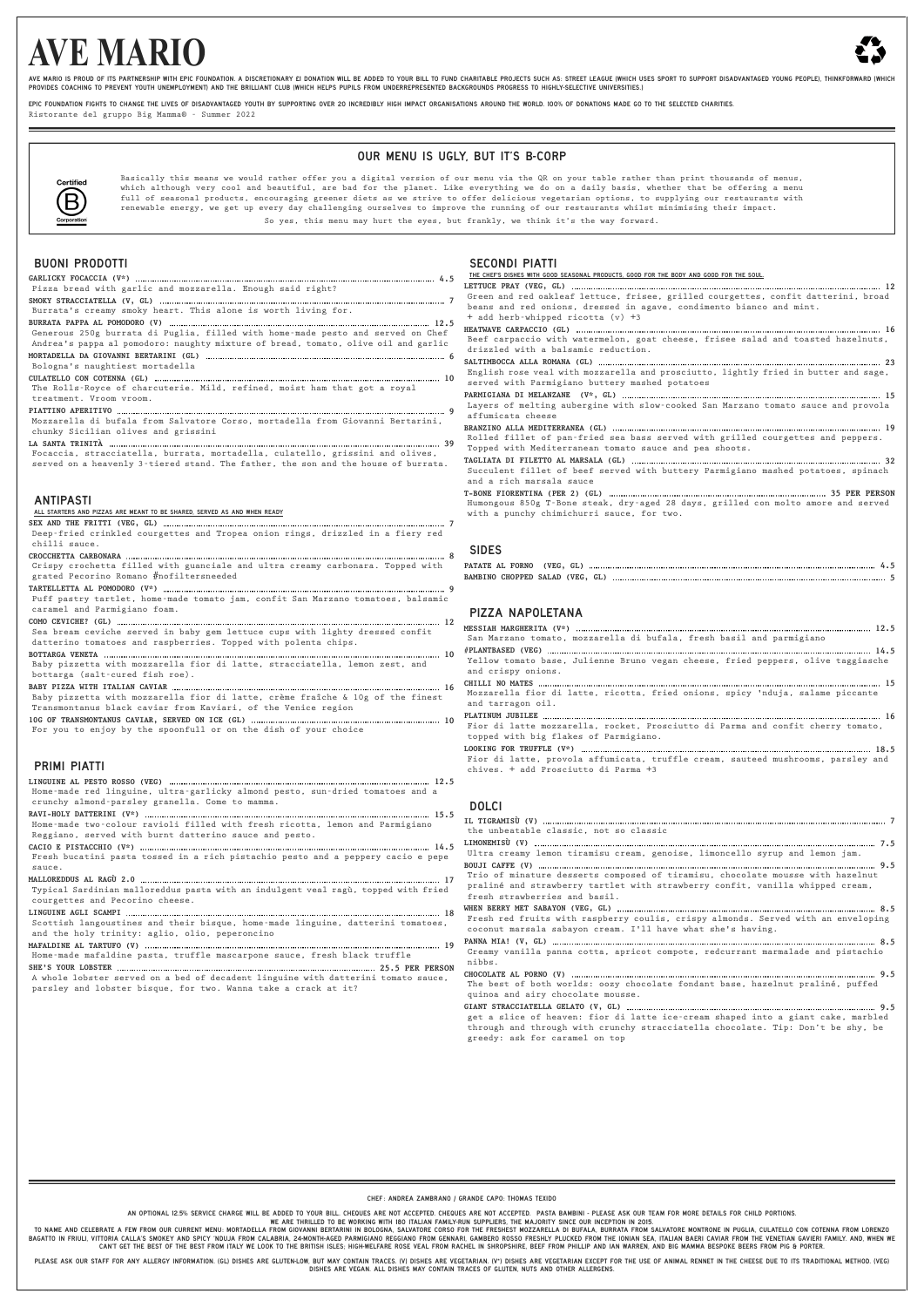# AVE MARIO

AVE MARIO IS PROUD OF ITS PARTNERSHIP WITH EPIC FOUNDATION. A DISCRETIONARY £1 DONATION WILL BE ADDED TO YOUR BILL TO FUND CHARITABLE PROJECTS SUCH AS: STREET LEAGUE (WHICH USES SPORT TO SUPPORT DISADVANTAGED YOUNG PEOPLE), THINKFORWARD (WHICH PROVIDES COACHING TO PREVENT YOUTH UNEMPLOYMENT) AND THE BRILLIANT CLUB (WHICH HELPS PUPILS FROM UNDERREPRESENTED BACKGROUNDS PROGRESS TO HIGHLY-SELECTIVE UNIVERSITIES.)

EPIC FOUNDATION FIGHTS TO CHANGE THE LIVES OF DISADVANTAGED YOUTH BY SUPPORTING OVER 20 INCREDIBLY HIGH IMPACT ORGANISATIONS AROUND THE WORLD. 100% OF DONATIONS MADE GO TO THE SELECTED CHARITIES.

Ristorante del gruppo Big Mamma® - Summer 2022

## OUR MENU IS UGLY, BUT IT'S B-CORP

Certified B Corporation

Basically this means we would rather offer you a digital version of our menu via the QR on your table rather than print thousands of menus, which although very cool and beautiful, are bad for the planet. Like everything we do on a daily basis, whether that be offering a menu full of seasonal products, encouraging greener diets as we strive to offer delicious vegetarian options, to supplying our restaurants with renewable energy, we get up every day challenging ourselves to improve the running of our restaurants whilst minimising their impact.

So yes, this menu may hurt the eyes, but frankly, we think it's the way forward.

## BUONI PRODOTTI

**GARLICKY FOCACCIA (V\*)** ..... 4.5
Pizza bread with garlic and mozzarella. Enough said right?

**SMOKY STRACCIATELLA (V, GL)** ..... 7
Burrata's creamy smoky heart. This alone is worth living for.

**BURRATA PAPPA AL POMODORO (V)** ..... 12.5
Generous 250g burrata di Puglia, filled with home-made pesto and served on Chef Andrea's pappa al pomodoro: naughty mixture of bread, tomato, olive oil and garlic

**MORTADELLA DA GIOVANNI BERTARINI (GL)** ..... 6
Bologna's naughtiest mortadella

**CULATELLO CON COTENNA (GL)** ..... 10
The Rolls-Royce of charcuterie. Mild, refined, moist ham that got a royal treatment. Vroom vroom.

**PIATTINO APERITIVO** ..... 9
Mozzarella di bufala from Salvatore Corso, mortadella from Giovanni Bertarini, chunky Sicilian olives and grissini

**LA SANTA TRINITÀ** ..... 39
Focaccia, stracciatella, burrata, mortadella, culatello, grissini and olives, served on a heavenly 3-tiered stand. The father, the son and the house of burrata.

## ANTIPASTI

ALL STARTERS AND PIZZAS ARE MEANT TO BE SHARED, SERVED AS AND WHEN READY

**SEX AND THE FRITTI (VEG, GL)** ..... 7
Deep-fried crinkled courgettes and Tropea onion rings, drizzled in a fiery red chilli sauce.

**CROCCHETTA CARBONARA** ..... 8
Crispy crochetta filled with guanciale and ultra creamy carbonara. Topped with grated Pecorino Romano #nofiltersneeded

**TARTELLETTA AL POMODORO (V\*)** ..... 9
Puff pastry tartlet, home-made tomato jam, confit San Marzano tomatoes, balsamic caramel and Parmigiano foam.

**COMO CEVICHE? (GL)** ..... 12
Sea bream ceviche served in baby gem lettuce cups with lighty dressed confit datterino tomatoes and raspberries. Topped with polenta chips.

**BOTTARGA VENETA** ..... 10
Baby pizzetta with mozzarella fior di latte, stracciatella, lemon zest, and bottarga (salt-cured fish roe).

**BABY PIZZA WITH ITALIAN CAVIAR** ..... 16
Baby pizzetta with mozzarella fior di latte, crème fraîche & 10g of the finest Transmontanus black caviar from Kaviari, of the Venice region

**10G OF TRANSMONTANUS CAVIAR, SERVED ON ICE (GL)** ..... 10
For you to enjoy by the spoonfull or on the dish of your choice

## PRIMI PIATTI

**LINGUINE AL PESTO ROSSO (VEG)** ..... 12.5
Home-made red linguine, ultra-garlicky almond pesto, sun-dried tomatoes and a crunchy almond-parsley granella. Come to mamma.

**RAVI-HOLY DATTERINI (V\*)** ..... 15.5
Home-made two-colour ravioli filled with fresh ricotta, lemon and Parmigiano Reggiano, served with burnt datterino sauce and pesto.

**CACIO E PISTACCHIO (V\*)** ..... 14.5
Fresh bucatini pasta tossed in a rich pistachio pesto and a peppery cacio e pepe sauce.

**MALLOREDDUS AL RAGÙ 2.0** ..... 17
Typical Sardinian malloreddus pasta with an indulgent veal ragù, topped with fried courgettes and Pecorino cheese.

**LINGUINE AGLI SCAMPI** ..... 18
Scottish langoustines and their bisque, home-made linguine, datterini tomatoes, and the holy trinity: aglio, olio, peperoncino

**MAFALDINE AL TARTUFO (V)** ..... 19
Home-made mafaldine pasta, truffle mascarpone sauce, fresh black truffle

**SHE'S YOUR LOBSTER** ..... 25.5 PER PERSON
A whole lobster served on a bed of decadent linguine with datterini tomato sauce, parsley and lobster bisque, for two. Wanna take a crack at it?

## SECONDI PIATTI

THE CHEF'S DISHES WITH GOOD SEASONAL PRODUCTS, GOOD FOR THE BODY AND GOOD FOR THE SOUL.

**LETTUCE PRAY (VEG, GL)** ..... 12
Green and red oakleaf lettuce, frisee, grilled courgettes, confit datterini, broad beans and red onions, dressed in agave, condimento bianco and mint.
+ add herb-whipped ricotta (v) +3

**HEATWAVE CARPACCIO (GL)** ..... 16
Beef carpaccio with watermelon, goat cheese, frisee salad and toasted hazelnuts, drizzled with a balsamic reduction.

**SALTIMBOCCA ALLA ROMANA (GL)** ..... 23
English rose veal with mozzarella and prosciutto, lightly fried in butter and sage, served with Parmigiano buttery mashed potatoes

**PARMIGIANA DI MELANZANE (V\*, GL)** ..... 15
Layers of melting aubergine with slow-cooked San Marzano tomato sauce and provola affumicata cheese

**BRANZINO ALLA MEDITERRANEA (GL)** ..... 19
Rolled fillet of pan-fried sea bass served with grilled courgettes and peppers. Topped with Mediterranean tomato sauce and pea shoots.

**TAGLIATA DI FILETTO AL MARSALA (GL)** ..... 32
Succulent fillet of beef served with buttery Parmigiano mashed potatoes, spinach and a rich marsala sauce

**T-BONE FIORENTINA (PER 2) (GL)** ..... 35 PER PERSON
Humongous 850g T-Bone steak, dry-aged 28 days, grilled con molto amore and served with a punchy chimichurri sauce, for two.

## SIDES

**PATATE AL FORNO (VEG, GL)** ..... 4.5

**BAMBINO CHOPPED SALAD (VEG, GL)** ..... 5

## PIZZA NAPOLETANA

**MESSIAH MARGHERITA (V\*)** ..... 12.5
San Marzano tomato, mozzarella di bufala, fresh basil and parmigiano

**#PLANTBASED (VEG)** ..... 14.5
Yellow tomato base, Julienne Bruno vegan cheese, fried peppers, olive taggiasche and crispy onions.

**CHILLI NO MATES** ..... 15
Mozzarella fior di latte, ricotta, fried onions, spicy 'nduja, salame piccante and tarragon oil.

**PLATINUM JUBILEE** ..... 16
Fior di latte mozzarella, rocket, Prosciutto di Parma and confit cherry tomato, topped with big flakes of Parmigiano.

**LOOKING FOR TRUFFLE (V\*)** ..... 18.5
Fior di latte, provola affumicata, truffle cream, sauteed mushrooms, parsley and chives. + add Prosciutto di Parma +3

## DOLCI

**IL TIGRAMISÙ (V)** ..... 7
the unbeatable classic, not so classic

**LIMONEMISÙ (V)** ..... 7.5
Ultra creamy lemon tiramisu cream, genoise, limoncello syrup and lemon jam.

**BOUJI CAFFE (V)** ..... 9.5
Trio of minature desserts composed of tiramisu, chocolate mousse with hazelnut praliné and strawberry tartlet with strawberry confit, vanilla whipped cream, fresh strawberries and basil.

**WHEN BERRY MET SABAYON (VEG, GL)** ..... 8.5
Fresh red fruits with raspberry coulis, crispy almonds. Served with an enveloping coconut marsala sabayon cream. I'll have what she's having.

**PANNA MIA! (V, GL)** ..... 8.5
Creamy vanilla panna cotta, apricot compote, redcurrant marmalade and pistachio nibbs.

**CHOCOLATE AL PORNO (V)** ..... 9.5
The best of both worlds: oozy chocolate fondant base, hazelnut praliné, puffed quinoa and airy chocolate mousse.

**GIANT STRACCIATELLA GELATO (V, GL)** ..... 9.5
get a slice of heaven: fior di latte ice-cream shaped into a giant cake, marbled through and through with crunchy stracciatella chocolate. Tip: Don't be shy, be greedy: ask for caramel on top

---

CHEF: ANDREA ZAMBRANO / GRANDE CAPO: THOMAS TEXIDO

AN OPTIONAL 12.5% SERVICE CHARGE WILL BE ADDED TO YOUR BILL. CHEQUES ARE NOT ACCEPTED. CHEQUES ARE NOT ACCEPTED. PASTA BAMBINI - PLEASE ASK OUR TEAM FOR MORE DETAILS FOR CHILD PORTIONS.

WE ARE THRILLED TO BE WORKING WITH 180 ITALIAN FAMILY-RUN SUPPLIERS, THE MAJORITY SINCE OUR INCEPTION IN 2015.

TO NAME AND CELEBRATE A FEW FROM OUR CURRENT MENU: MORTADELLA FROM GIOVANNI BERTARINI IN BOLOGNA, SALVATORE CORSO FOR THE FRESHEST MOZZARELLA DI BUFALA, BURRATA FROM SALVATORE MONTRONE IN PUGLIA, CULATELLO CON COTENNA FROM LORENZO BAGATTO IN FRIULI, VITTORIA CALLA'S SMOKEY AND SPICY 'NDUJA FROM CALABRIA, 24-MONTH-AGED PARMIGIANO REGGIANO FROM GENNARI, GAMBERO ROSSO FRESHLY PLUCKED FROM THE IONIAN SEA, ITALIAN BAERI CAVIAR FROM THE VENETIAN GAVIERI FAMILY. AND, WHEN WE CAN'T GET THE BEST OF THE BEST FROM ITALY WE LOOK TO THE BRITISH ISLES; HIGH-WELFARE ROSE VEAL FROM RACHEL IN SHROPSHIRE, BEEF FROM PHILLIP AND IAN WARREN, AND BIG MAMMA BESPOKE BEERS FROM PIG & PORTER.

PLEASE ASK OUR STAFF FOR ANY ALLERGY INFORMATION. (GL) DISHES ARE GLUTEN-LOW, BUT MAY CONTAIN TRACES. (V) DISHES ARE VEGETARIAN. (V\*) DISHES ARE VEGETARIAN EXCEPT FOR THE USE OF ANIMAL RENNET IN THE CHEESE DUE TO ITS TRADITIONAL METHOD. (VEG) DISHES ARE VEGAN. ALL DISHES MAY CONTAIN TRACES OF GLUTEN, NUTS AND OTHER ALLERGENS.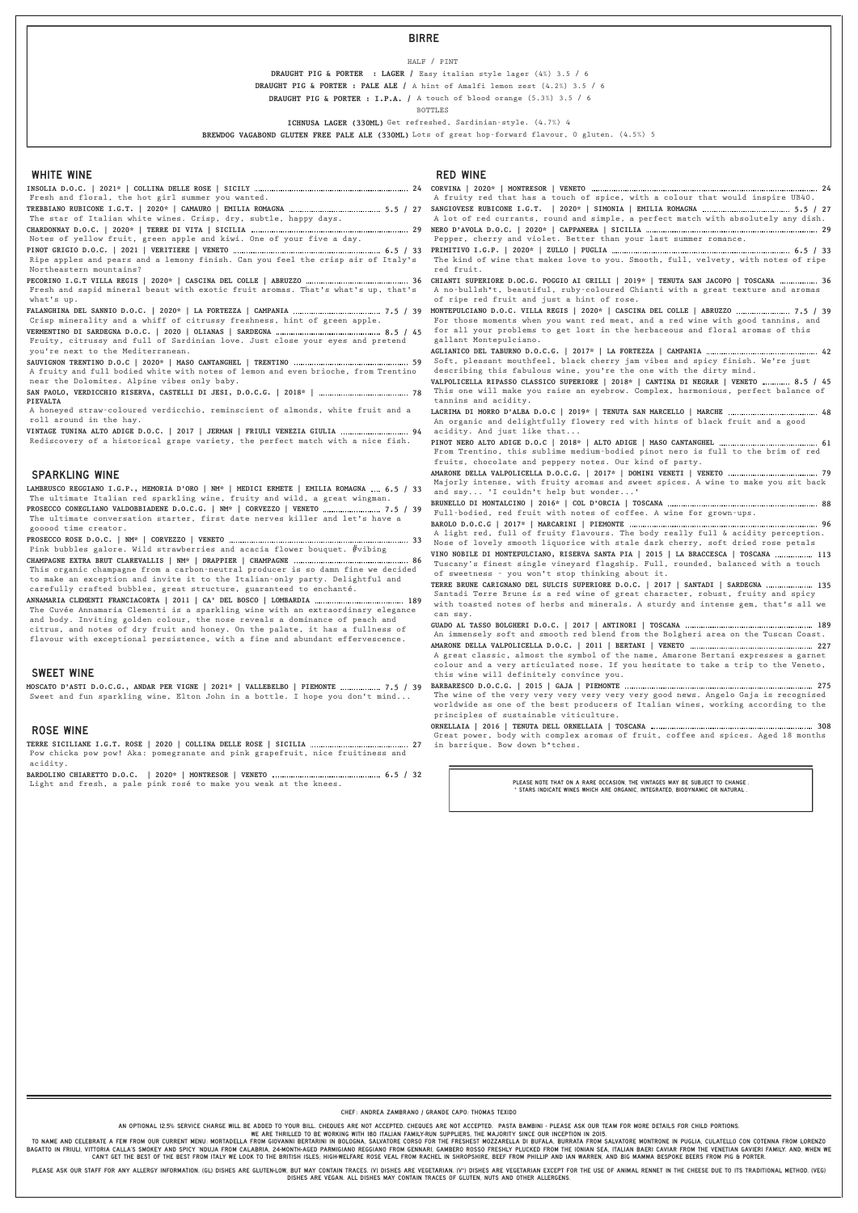## BIRRE

HALF / PINT

**DRAUGHT PIG & PORTER : LAGER /** Easy italian style lager (4%) 3.5 / 6

**DRAUGHT PIG & PORTER : PALE ALE /** A hint of Amalfi lemon zest (4.2%) 3.5 / 6

**DRAUGHT PIG & PORTER : I.P.A. /** A touch of blood orange (5.3%) 3.5 / 6

BOTTLES

**ICHNUSA LAGER (330ML)** Get refreshed, Sardinian-style. (4.7%) 4

**BREWDOG VAGABOND GLUTEN FREE PALE ALE (330ML)** Lots of great hop-forward flavour, 0 gluten. (4.5%) 5

## WHITE WINE

**INSOLIA D.O.C. | 2021* | COLLINA DELLE ROSE | SICILY** ...... 24
Fresh and floral, the hot girl summer you wanted.

**TREBBIANO RUBICONE I.G.T. | 2020* | CAMAURO | EMILIA ROMAGNA** ...... 5.5 / 27
The star of Italian white wines. Crisp, dry, subtle, happy days.

**CHARDONNAY D.O.C. | 2020* | TERRE DI VITA | SICILIA** ...... 29
Notes of yellow fruit, green apple and kiwi. One of your five a day.

**PINOT GRIGIO D.O.C. | 2021 | VERITIERE | VENETO** ...... 6.5 / 33
Ripe apples and pears and a lemony finish. Can you feel the crisp air of Italy's Northeastern mountains?

**PECORINO I.G.T VILLA REGIS | 2020* | CASCINA DEL COLLE | ABRUZZO** ...... 36
Fresh and sapid mineral beaut with exotic fruit aromas. That's what's up, that's what's up.

**FALANGHINA DEL SANNIO D.O.C. | 2020* | LA FORTEZZA | CAMPANIA** ...... 7.5 / 39
Crisp minerality and a whiff of citrussy freshness, hint of green apple.

**VERMENTINO DI SARDEGNA D.O.C. | 2020 | OLIANAS | SARDEGNA** ...... 8.5 / 45
Fruity, citrussy and full of Sardinian love. Just close your eyes and pretend you're next to the Mediterranean.

**SAUVIGNON TRENTINO D.O.C | 2020* | MASO CANTANGHEL | TRENTINO** ...... 59
A fruity and full bodied white with notes of lemon and even brioche, from Trentino near the Dolomites. Alpine vibes only baby.

**SAN PAOLO, VERDICCHIO RISERVA, CASTELLI DI JESI, D.O.C.G. | 2018* | PIEVALTA** ...... 78
A honeyed straw-coloured verdicchio, reminscient of almonds, white fruit and a roll around in the hay.

**VINTAGE TUNINA ALTO ADIGE D.O.C. | 2017 | JERMAN | FRIULI VENEZIA GIULIA** ...... 94
Rediscovery of a historical grape variety, the perfect match with a nice fish.

## SPARKLING WINE

**LAMBRUSCO REGGIANO I.G.P., MEMORIA D'ORO | NM* | MEDICI ERMETE | EMILIA ROMAGNA** .... 6.5 / 33
The ultimate Italian red sparkling wine, fruity and wild, a great wingman.

**PROSECCO CONEGLIANO VALDOBBIADENE D.O.C.G. | NM* | CORVEZZO | VENETO** ...... 7.5 / 39
The ultimate conversation starter, first date nerves killer and let's have a gooood time creator.

**PROSECCO ROSE D.O.C. | NM* | CORVEZZO | VENETO** ...... 33
Pink bubbles galore. Wild strawberries and acacia flower bouquet. #vibing

**CHAMPAGNE EXTRA BRUT CLAREVALLIS | NM* | DRAPPIER | CHAMPAGNE** ...... 86
This organic champagne from a carbon-neutral producer is so damn fine we decided to make an exception and invite it to the Italian-only party. Delightful and carefully crafted bubbles, great structure, guaranteed to enchanté.

**ANNAMARIA CLEMENTI FRANCIACORTA | 2011 | CA' DEL BOSCO | LOMBARDIA** ...... 189
The Cuvée Annamaria Clementi is a sparkling wine with an extraordinary elegance and body. Inviting golden colour, the nose reveals a dominance of peach and citrus, and notes of dry fruit and honey. On the palate, it has a fullness of flavour with exceptional persistence, with a fine and abundant effervescence.

## SWEET WINE

**MOSCATO D'ASTI D.O.C.G., ANDAR PER VIGNE | 2021* | VALLEBELBO | PIEMONTE** ...... 7.5 / 39
Sweet and fun sparkling wine, Elton John in a bottle. I hope you don't mind...

## ROSE WINE

**TERRE SICILIANE I.G.T. ROSE | 2020 | COLLINA DELLE ROSE | SICILIA** ...... 27
Pow chicka pow pow! Aka: pomegranate and pink grapefruit, nice fruitiness and acidity.

**BARDOLINO CHIARETTO D.O.C. | 2020* | MONTRESOR | VENETO** ...... 6.5 / 32
Light and fresh, a pale pink rosé to make you weak at the knees.

## RED WINE

**CORVINA | 2020* | MONTRESOR | VENETO** ...... 24
A fruity red that has a touch of spice, with a colour that would inspire UB40.

**SANGIOVESE RUBICONE I.G.T. | 2020* | SIMONIA | EMILIA ROMAGNA** ...... 5.5 / 27
A lot of red currants, round and simple, a perfect match with absolutely any dish.

**NERO D'AVOLA D.O.C. | 2020* | CAPPANERA | SICILIA** ...... 29
Pepper, cherry and violet. Better than your last summer romance.

**PRIMITIVO I.G.P. | 2020* | ZULLO | PUGLIA** ...... 6.5 / 33
The kind of wine that makes love to you. Smooth, full, velvety, with notes of ripe red fruit.

**CHIANTI SUPERIORE D.O.C.G. POGGIO AI GRILLI | 2019* | TENUTA SAN JACOPO | TOSCANA** ...... 36
A no-bullsh*t, beautiful, ruby-coloured Chianti with a great texture and aromas of ripe red fruit and just a hint of rose.

**MONTEPULCIANO D.O.C. VILLA REGIS | 2020* | CASCINA DEL COLLE | ABRUZZO** ...... 7.5 / 39
For those moments when you want red meat, and a red wine with good tannins, and for all your problems to get lost in the herbaceous and floral aromas of this gallant Montepulciano.

**AGLIANICO DEL TABURNO D.O.C.G. | 2017* | LA FORTEZZA | CAMPANIA** ...... 42
Soft, pleasant mouthfeel, black cherry jam vibes and spicy finish. We're just describing this fabulous wine, you're the one with the dirty mind.

**VALPOLICELLA RIPASSO CLASSICO SUPERIORE | 2018* | CANTINA DI NEGRAR | VENETO** ...... 8.5 / 45
This one will make you raise an eyebrow. Complex, harmonious, perfect balance of tannins and acidity.

**LACRIMA DI MORRO D'ALBA D.O.C | 2019* | TENUTA SAN MARCELLO | MARCHE** ...... 48
An organic and delightfully flowery red with hints of black fruit and a good acidity. And just like that...

**PINOT NERO ALTO ADIGE D.O.C | 2018* | ALTO ADIGE | MASO CANTANGHEL** ...... 61
From Trentino, this sublime medium-bodied pinot nero is full to the brim of red fruits, chocolate and peppery notes. Our kind of party.

**AMARONE DELLA VALPOLICELLA D.O.C.G. | 2017* | DOMINI VENETI | VENETO** ...... 79
Majorly intense, with fruity aromas and sweet spices. A wine to make you sit back and say... 'I couldn't help but wonder...'

**BRUNELLO DI MONTALCINO | 2016* | COL D'ORCIA | TOSCANA** ...... 88
Full-bodied, red fruit with notes of coffee. A wine for grown-ups.

**BAROLO D.O.C.G | 2017* | MARCARINI | PIEMONTE** ...... 96
A light red, full of fruity flavours. The body really full & acidity perception. Nose of lovely smooth liquorice with stale dark cherry, soft dried rose petals

**VINO NOBILE DI MONTEPULCIANO, RISERVA SANTA PIA | 2015 | LA BRACCESCA | TOSCANA** ...... 113
Tuscany's finest single vineyard flagship. Full, rounded, balanced with a touch of sweetness - you won't stop thinking about it.

**TERRE BRUNE CARIGNANO DEL SULCIS SUPERIORE D.O.C. | 2017 | SANTADI | SARDEGNA** ...... 135
Santadi Terre Brune is a red wine of great character, robust, fruity and spicy with toasted notes of herbs and minerals. A sturdy and intense gem, that's all we can say.

**GUADO AL TASSO BOLGHERI D.O.C. | 2017 | ANTINORI | TOSCANA** ...... 189
An immensely soft and smooth red blend from the Bolgheri area on the Tuscan Coast.

**AMARONE DELLA VALPOLICELLA D.O.C. | 2011 | BERTANI | VENETO** ...... 227
A great classic, almost the symbol of the name, Amarone Bertani expresses a garnet colour and a very articulated nose. If you hesitate to take a trip to the Veneto, this wine will definitely convince you.

**BARBARESCO D.O.C.G. | 2015 | GAJA | PIEMONTE** ...... 275
The wine of the very very very very very very good news. Angelo Gaja is recognised worldwide as one of the best producers of Italian wines, working according to the principles of sustainable viticulture.

**ORNELLAIA | 2016 | TENUTA DELL ORNELLAIA | TOSCANA** ...... 308
Great power, body with complex aromas of fruit, coffee and spices. Aged 18 months in barrique. Bow down b*tches.

PLEASE NOTE THAT ON A RARE OCCASION, THE VINTAGES MAY BE SUBJECT TO CHANGE .
* STARS INDICATE WINES WHICH ARE ORGANIC, INTEGRATED, BIODYNAMIC OR NATURAL .

CHEF: ANDREA ZAMBRANO / GRANDE CAPO: THOMAS TEXIDO

AN OPTIONAL 12.5% SERVICE CHARGE WILL BE ADDED TO YOUR BILL. CHEQUES ARE NOT ACCEPTED. CHEQUES ARE NOT ACCEPTED. PASTA BAMBINI - PLEASE ASK OUR TEAM FOR MORE DETAILS FOR CHILD PORTIONS.
WE ARE THRILLED TO BE WORKING WITH 180 ITALIAN FAMILY-RUN SUPPLIERS, THE MAJORITY SINCE OUR INCEPTION IN 2015.
TO NAME AND CELEBRATE A FEW FROM OUR CURRENT MENU: MORTADELLA FROM GIOVANNI BERTARINI IN BOLOGNA, SALVATORE CORSO FOR THE FRESHEST MOZZARELLA DI BUFALA, BURRATA FROM SALVATORE MONTRONE IN PUGLIA, CULATELLO CON COTENNA FROM LORENZO BAGATTO IN FRIULI, VITTORIA CALLA'S SMOKEY AND SPICY 'NDUJA FROM CALABRIA, 24-MONTH-AGED PARMIGIANO REGGIANO FROM GENNARI, GAMBERO ROSSO FRESHLY PLUCKED FROM THE IONIAN SEA, ITALIAN BAERI CAVIAR FROM THE VENETIAN GAVIERI FAMILY. AND, WHEN WE CAN'T GET THE BEST OF THE BEST FROM ITALY WE LOOK TO THE BRITISH ISLES; HIGH-WELFARE ROSE VEAL FROM RACHEL IN SHROPSHIRE, BEEF FROM PHILLIP AND IAN WARREN, AND BIG MAMMA BESPOKE BEERS FROM PIG & PORTER.

PLEASE ASK OUR STAFF FOR ANY ALLERGY INFORMATION. (GL) DISHES ARE GLUTEN-LOW, BUT MAY CONTAIN TRACES. (V) DISHES ARE VEGETARIAN. (V*) DISHES ARE VEGETARIAN EXCEPT FOR THE USE OF ANIMAL RENNET IN THE CHEESE DUE TO ITS TRADITIONAL METHOD. (VEG) DISHES ARE VEGAN. ALL DISHES MAY CONTAIN TRACES OF GLUTEN, NUTS AND OTHER ALLERGENS.